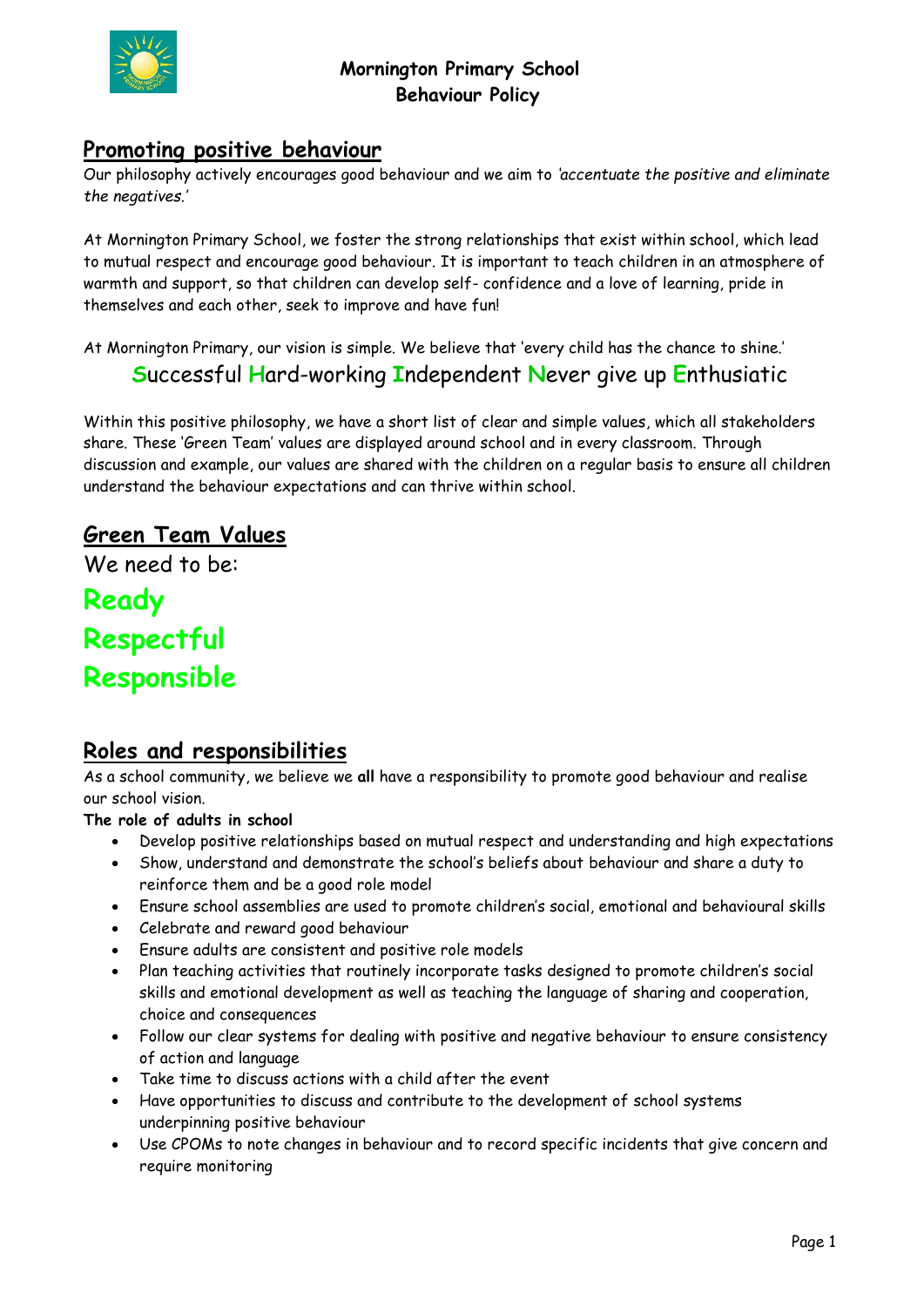# Mornington Primary School
## Behaviour Policy

## Promoting positive behaviour

Our philosophy actively encourages good behaviour and we aim to *'accentuate the positive and eliminate the negatives.'*

At Mornington Primary School, we foster the strong relationships that exist within school, which lead to mutual respect and encourage good behaviour. It is important to teach children in an atmosphere of warmth and support, so that children can develop self- confidence and a love of learning, pride in themselves and each other, seek to improve and have fun!

At Mornington Primary, our vision is simple. We believe that 'every child has the chance to shine.'

**S**uccessful **H**ard-working **I**ndependent **N**ever give up **E**nthusiatic

Within this positive philosophy, we have a short list of clear and simple values, which all stakeholders share. These 'Green Team' values are displayed around school and in every classroom. Through discussion and example, our values are shared with the children on a regular basis to ensure all children understand the behaviour expectations and can thrive within school.

## Green Team Values

We need to be:

**Ready**

**Respectful**

**Responsible**

## Roles and responsibilities

As a school community, we believe we **all** have a responsibility to promote good behaviour and realise our school vision.

**The role of adults in school**

- Develop positive relationships based on mutual respect and understanding and high expectations
- Show, understand and demonstrate the school's beliefs about behaviour and share a duty to reinforce them and be a good role model
- Ensure school assemblies are used to promote children's social, emotional and behavioural skills
- Celebrate and reward good behaviour
- Ensure adults are consistent and positive role models
- Plan teaching activities that routinely incorporate tasks designed to promote children's social skills and emotional development as well as teaching the language of sharing and cooperation, choice and consequences
- Follow our clear systems for dealing with positive and negative behaviour to ensure consistency of action and language
- Take time to discuss actions with a child after the event
- Have opportunities to discuss and contribute to the development of school systems underpinning positive behaviour
- Use CPOMs to note changes in behaviour and to record specific incidents that give concern and require monitoring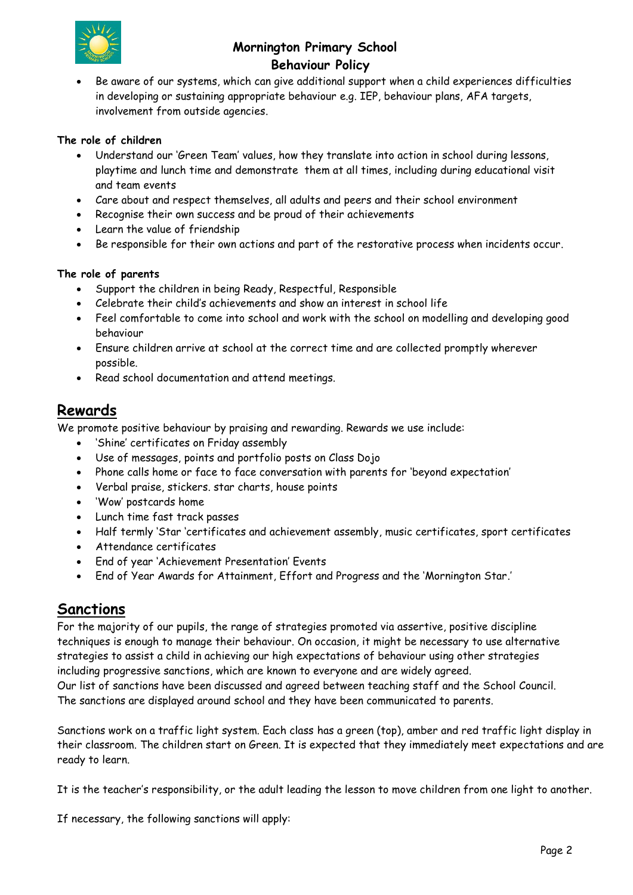- Be aware of our systems, which can give additional support when a child experiences difficulties in developing or sustaining appropriate behaviour e.g. IEP, behaviour plans, AFA targets, involvement from outside agencies.

**The role of children**

- Understand our 'Green Team' values, how they translate into action in school during lessons, playtime and lunch time and demonstrate them at all times, including during educational visit and team events
- Care about and respect themselves, all adults and peers and their school environment
- Recognise their own success and be proud of their achievements
- Learn the value of friendship
- Be responsible for their own actions and part of the restorative process when incidents occur.

**The role of parents**

- Support the children in being Ready, Respectful, Responsible
- Celebrate their child's achievements and show an interest in school life
- Feel comfortable to come into school and work with the school on modelling and developing good behaviour
- Ensure children arrive at school at the correct time and are collected promptly wherever possible.
- Read school documentation and attend meetings.

## Rewards

We promote positive behaviour by praising and rewarding. Rewards we use include:

- 'Shine' certificates on Friday assembly
- Use of messages, points and portfolio posts on Class Dojo
- Phone calls home or face to face conversation with parents for 'beyond expectation'
- Verbal praise, stickers. star charts, house points
- 'Wow' postcards home
- Lunch time fast track passes
- Half termly 'Star 'certificates and achievement assembly, music certificates, sport certificates
- Attendance certificates
- End of year 'Achievement Presentation' Events
- End of Year Awards for Attainment, Effort and Progress and the 'Mornington Star.'

## Sanctions

For the majority of our pupils, the range of strategies promoted via assertive, positive discipline techniques is enough to manage their behaviour. On occasion, it might be necessary to use alternative strategies to assist a child in achieving our high expectations of behaviour using other strategies including progressive sanctions, which are known to everyone and are widely agreed.
Our list of sanctions have been discussed and agreed between teaching staff and the School Council. The sanctions are displayed around school and they have been communicated to parents.

Sanctions work on a traffic light system. Each class has a green (top), amber and red traffic light display in their classroom. The children start on Green. It is expected that they immediately meet expectations and are ready to learn.

It is the teacher's responsibility, or the adult leading the lesson to move children from one light to another.

If necessary, the following sanctions will apply: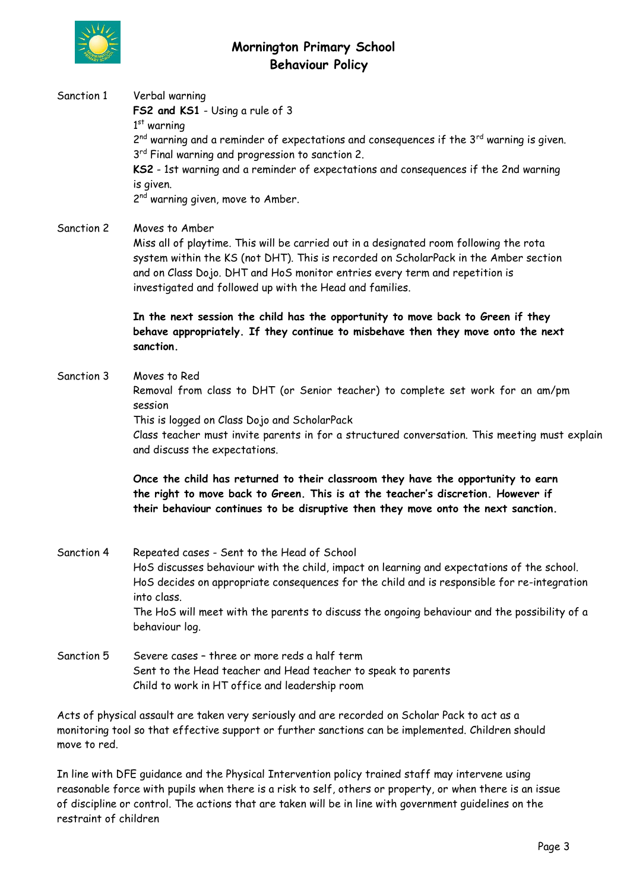Sanction 1 Verbal warning

**FS2 and KS1** - Using a rule of 3

1st warning

2nd warning and a reminder of expectations and consequences if the 3rd warning is given.

3rd Final warning and progression to sanction 2.

**KS2** - 1st warning and a reminder of expectations and consequences if the 2nd warning is given.

2nd warning given, move to Amber.

Sanction 2 Moves to Amber

Miss all of playtime. This will be carried out in a designated room following the rota system within the KS (not DHT). This is recorded on ScholarPack in the Amber section and on Class Dojo. DHT and HoS monitor entries every term and repetition is investigated and followed up with the Head and families.

**In the next session the child has the opportunity to move back to Green if they behave appropriately. If they continue to misbehave then they move onto the next sanction.**

Sanction 3 Moves to Red

Removal from class to DHT (or Senior teacher) to complete set work for an am/pm session

This is logged on Class Dojo and ScholarPack

Class teacher must invite parents in for a structured conversation. This meeting must explain and discuss the expectations.

**Once the child has returned to their classroom they have the opportunity to earn the right to move back to Green. This is at the teacher's discretion. However if their behaviour continues to be disruptive then they move onto the next sanction.**

Sanction 4 Repeated cases - Sent to the Head of School

HoS discusses behaviour with the child, impact on learning and expectations of the school. HoS decides on appropriate consequences for the child and is responsible for re-integration into class.

The HoS will meet with the parents to discuss the ongoing behaviour and the possibility of a behaviour log.

Sanction 5 Severe cases – three or more reds a half term

Sent to the Head teacher and Head teacher to speak to parents

Child to work in HT office and leadership room

Acts of physical assault are taken very seriously and are recorded on Scholar Pack to act as a monitoring tool so that effective support or further sanctions can be implemented. Children should move to red.

In line with DFE guidance and the Physical Intervention policy trained staff may intervene using reasonable force with pupils when there is a risk to self, others or property, or when there is an issue of discipline or control. The actions that are taken will be in line with government guidelines on the restraint of children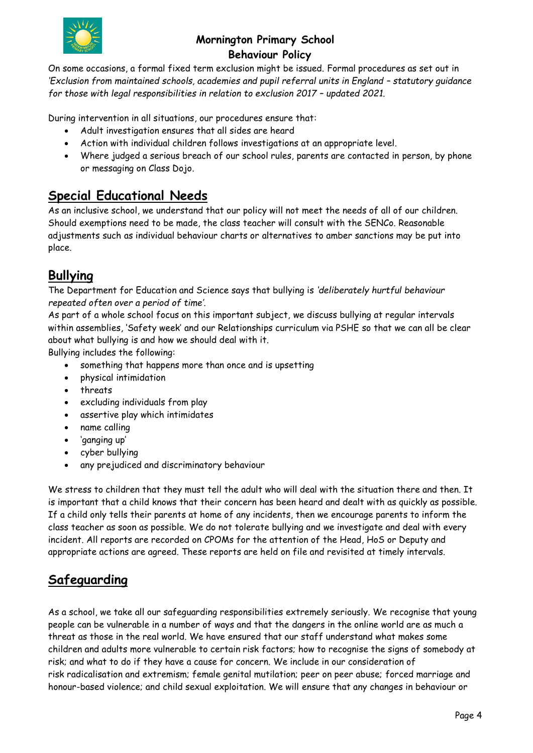On some occasions, a formal fixed term exclusion might be issued. Formal procedures as set out in *'Exclusion from maintained schools, academies and pupil referral units in England – statutory guidance for those with legal responsibilities in relation to exclusion 2017 – updated 2021.*

During intervention in all situations, our procedures ensure that:

- Adult investigation ensures that all sides are heard
- Action with individual children follows investigations at an appropriate level.
- Where judged a serious breach of our school rules, parents are contacted in person, by phone or messaging on Class Dojo.

## Special Educational Needs

As an inclusive school, we understand that our policy will not meet the needs of all of our children. Should exemptions need to be made, the class teacher will consult with the SENCo. Reasonable adjustments such as individual behaviour charts or alternatives to amber sanctions may be put into place.

## Bullying

The Department for Education and Science says that bullying is *'deliberately hurtful behaviour repeated often over a period of time'.*

As part of a whole school focus on this important subject, we discuss bullying at regular intervals within assemblies, 'Safety week' and our Relationships curriculum via PSHE so that we can all be clear about what bullying is and how we should deal with it.

Bullying includes the following:

- something that happens more than once and is upsetting
- physical intimidation
- threats
- excluding individuals from play
- assertive play which intimidates
- name calling
- 'ganging up'
- cyber bullying
- any prejudiced and discriminatory behaviour

We stress to children that they must tell the adult who will deal with the situation there and then. It is important that a child knows that their concern has been heard and dealt with as quickly as possible. If a child only tells their parents at home of any incidents, then we encourage parents to inform the class teacher as soon as possible. We do not tolerate bullying and we investigate and deal with every incident. All reports are recorded on CPOMs for the attention of the Head, HoS or Deputy and appropriate actions are agreed. These reports are held on file and revisited at timely intervals.

## Safeguarding

As a school, we take all our safeguarding responsibilities extremely seriously. We recognise that young people can be vulnerable in a number of ways and that the dangers in the online world are as much a threat as those in the real world. We have ensured that our staff understand what makes some children and adults more vulnerable to certain risk factors; how to recognise the signs of somebody at risk; and what to do if they have a cause for concern. We include in our consideration of risk radicalisation and extremism; female genital mutilation; peer on peer abuse; forced marriage and honour-based violence; and child sexual exploitation. We will ensure that any changes in behaviour or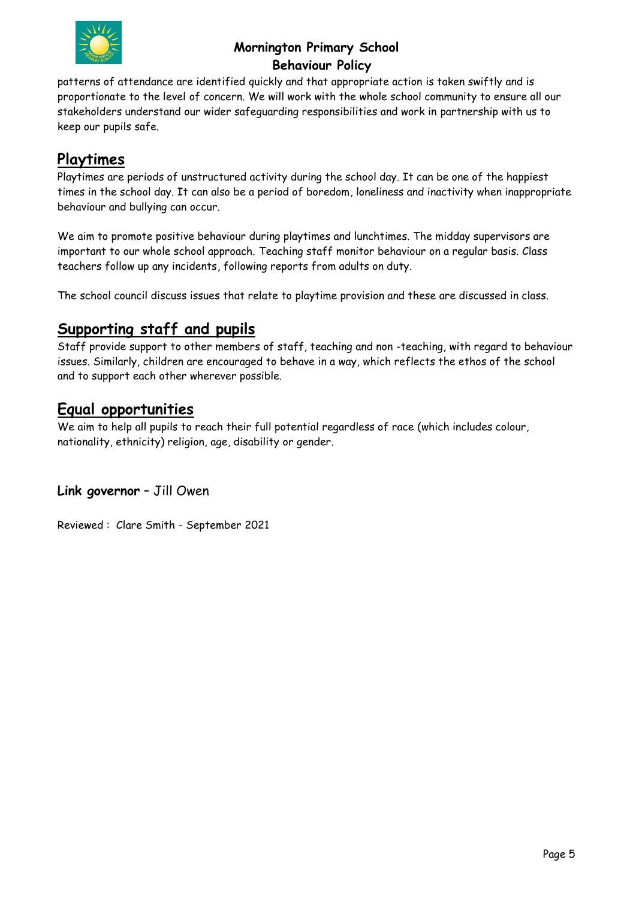patterns of attendance are identified quickly and that appropriate action is taken swiftly and is proportionate to the level of concern. We will work with the whole school community to ensure all our stakeholders understand our wider safeguarding responsibilities and work in partnership with us to keep our pupils safe.

## Playtimes

Playtimes are periods of unstructured activity during the school day. It can be one of the happiest times in the school day. It can also be a period of boredom, loneliness and inactivity when inappropriate behaviour and bullying can occur.

We aim to promote positive behaviour during playtimes and lunchtimes. The midday supervisors are important to our whole school approach. Teaching staff monitor behaviour on a regular basis. Class teachers follow up any incidents, following reports from adults on duty.

The school council discuss issues that relate to playtime provision and these are discussed in class.

## Supporting staff and pupils

Staff provide support to other members of staff, teaching and non -teaching, with regard to behaviour issues. Similarly, children are encouraged to behave in a way, which reflects the ethos of the school and to support each other wherever possible.

## Equal opportunities

We aim to help all pupils to reach their full potential regardless of race (which includes colour, nationality, ethnicity) religion, age, disability or gender.

**Link governor** – Jill Owen

Reviewed : Clare Smith - September 2021